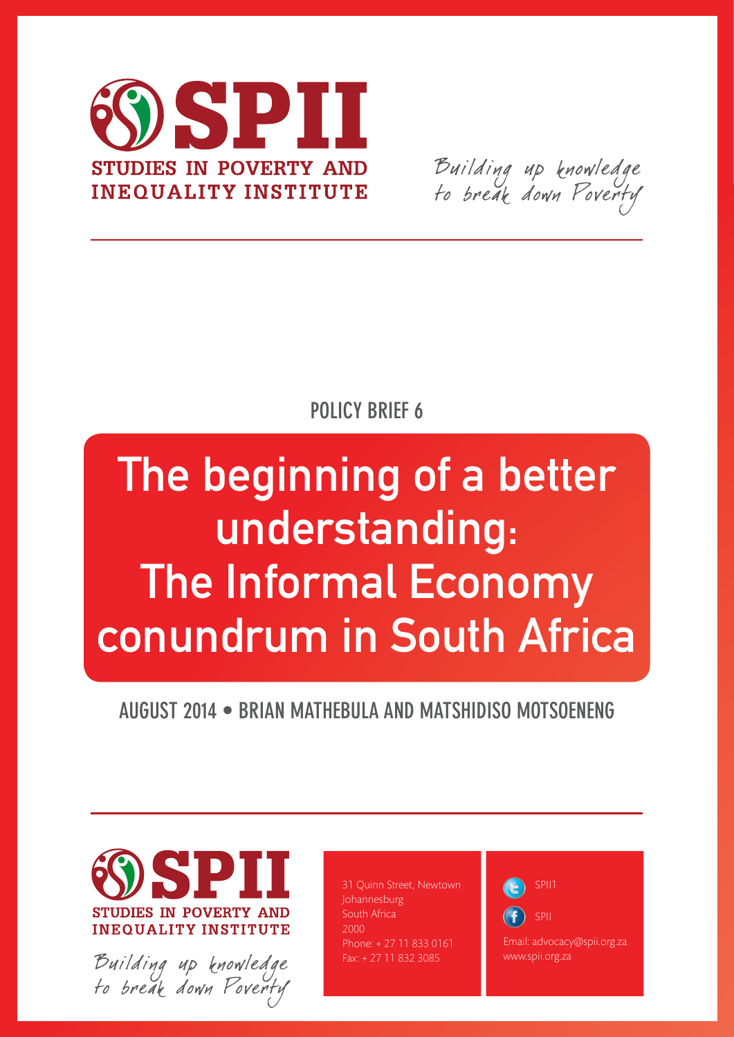# SPII

STUDIES IN POVERTY AND INEQUALITY INSTITUTE

*Building up knowledge to break down Poverty*

POLICY BRIEF 6

# The beginning of a better understanding: The Informal Economy conundrum in South Africa

AUGUST 2014 • BRIAN MATHEBULA AND MATSHIDISO MOTSOENENG

SPII

STUDIES IN POVERTY AND INEQUALITY INSTITUTE

*Building up knowledge to break down Poverty*

31 Quinn Street, Newtown
Johannesburg
South Africa
2000
Phone: + 27 11 833 0161
Fax: + 27 11 832 3085

SPII1

SPII

Email: advocacy@spii.org.za
www.spii.org.za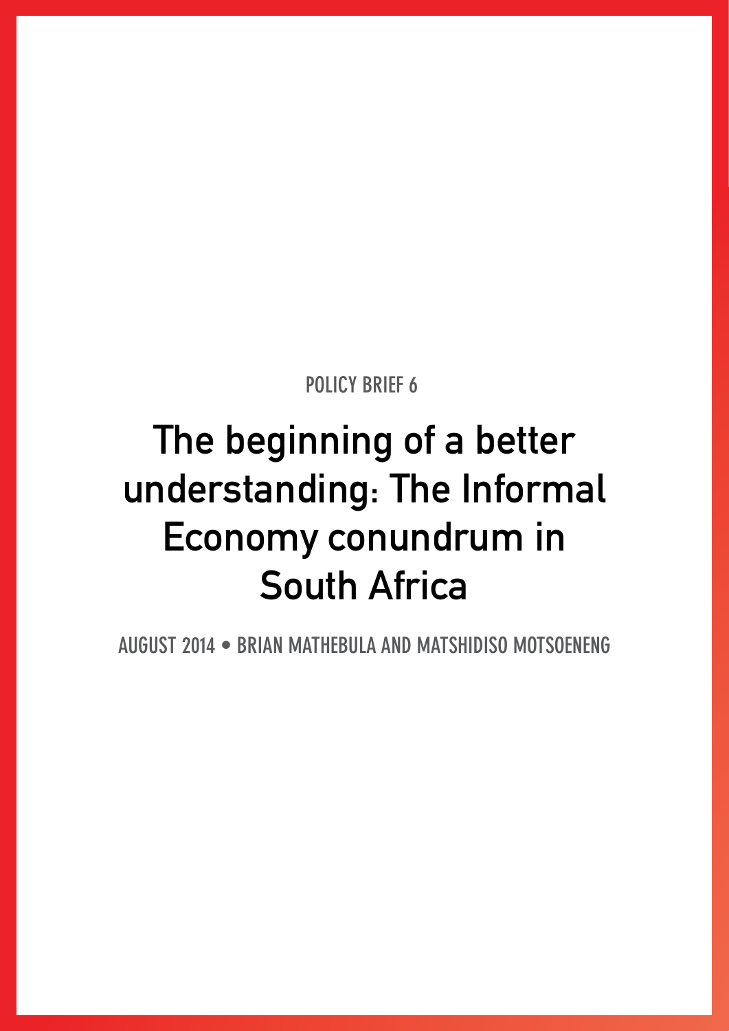POLICY BRIEF 6

# The beginning of a better understanding: The Informal Economy conundrum in South Africa

AUGUST 2014 • BRIAN MATHEBULA AND MATSHIDISO MOTSOENENG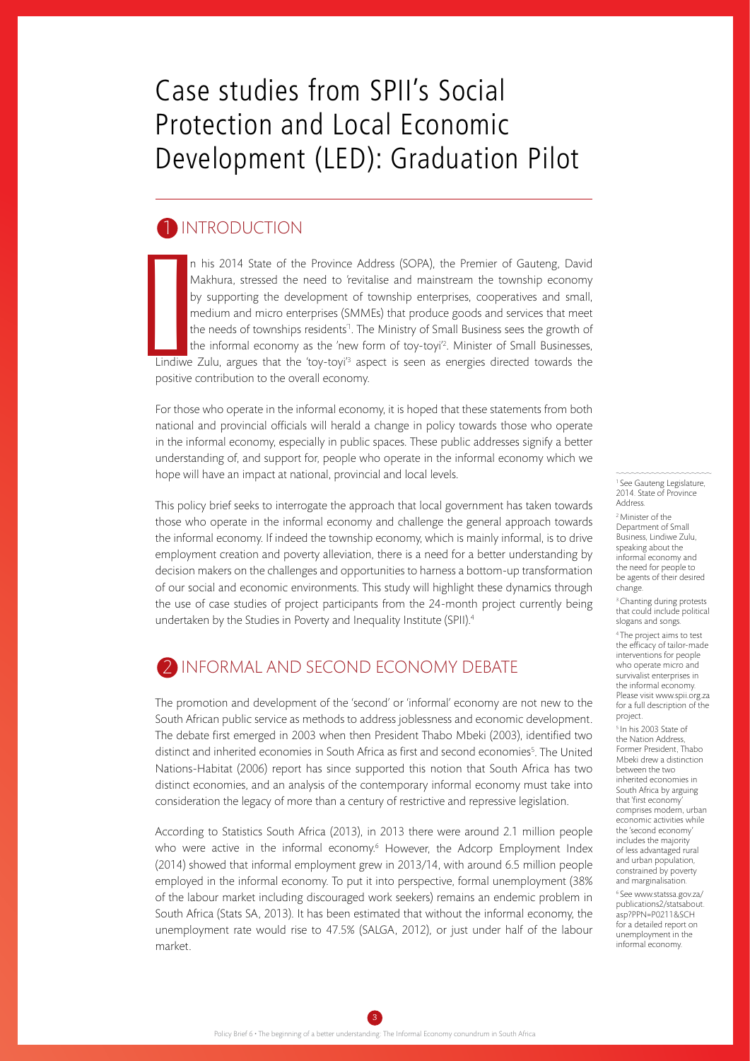# Case studies from SPII's Social Protection and Local Economic Development (LED): Graduation Pilot

## 1 INTRODUCTION

In his 2014 State of the Province Address (SOPA), the Premier of Gauteng, David Makhura, stressed the need to 'revitalise and mainstream the township economy by supporting the development of township enterprises, cooperatives and small, medium and micro enterprises (SMMEs) that produce goods and services that meet the needs of townships residents'[1]. The Ministry of Small Business sees the growth of the informal economy as the 'new form of toy-toyi'[2]. Minister of Small Businesses, Lindiwe Zulu, argues that the 'toy-toyi'[3] aspect is seen as energies directed towards the positive contribution to the overall economy.

For those who operate in the informal economy, it is hoped that these statements from both national and provincial officials will herald a change in policy towards those who operate in the informal economy, especially in public spaces. These public addresses signify a better understanding of, and support for, people who operate in the informal economy which we hope will have an impact at national, provincial and local levels.

This policy brief seeks to interrogate the approach that local government has taken towards those who operate in the informal economy and challenge the general approach towards the informal economy. If indeed the township economy, which is mainly informal, is to drive employment creation and poverty alleviation, there is a need for a better understanding by decision makers on the challenges and opportunities to harness a bottom-up transformation of our social and economic environments. This study will highlight these dynamics through the use of case studies of project participants from the 24-month project currently being undertaken by the Studies in Poverty and Inequality Institute (SPII).[4]

## 2 INFORMAL AND SECOND ECONOMY DEBATE

The promotion and development of the 'second' or 'informal' economy are not new to the South African public service as methods to address joblessness and economic development. The debate first emerged in 2003 when then President Thabo Mbeki (2003), identified two distinct and inherited economies in South Africa as first and second economies[5]. The United Nations-Habitat (2006) report has since supported this notion that South Africa has two distinct economies, and an analysis of the contemporary informal economy must take into consideration the legacy of more than a century of restrictive and repressive legislation.

According to Statistics South Africa (2013), in 2013 there were around 2.1 million people who were active in the informal economy.[6] However, the Adcorp Employment Index (2014) showed that informal employment grew in 2013/14, with around 6.5 million people employed in the informal economy. To put it into perspective, formal unemployment (38% of the labour market including discouraged work seekers) remains an endemic problem in South Africa (Stats SA, 2013). It has been estimated that without the informal economy, the unemployment rate would rise to 47.5% (SALGA, 2012), or just under half of the labour market.

---

[1] See Gauteng Legislature, 2014. State of Province Address.

[2] Minister of the Department of Small Business, Lindiwe Zulu, speaking about the informal economy and the need for people to be agents of their desired change.

[3] Chanting during protests that could include political slogans and songs.

[4] The project aims to test the efficacy of tailor-made interventions for people who operate micro and survivalist enterprises in the informal economy. Please visit www.spii.org.za for a full description of the project.

[5] In his 2003 State of the Nation Address, Former President, Thabo Mbeki drew a distinction between the two inherited economies in South Africa by arguing that 'first economy' comprises modern, urban economic activities while the 'second economy' includes the majority of less advantaged rural and urban population, constrained by poverty and marginalisation.

[6] See www.statssa.gov.za/publications2/statsabout.asp?PPN=P0211&SCH for a detailed report on unemployment in the informal economy.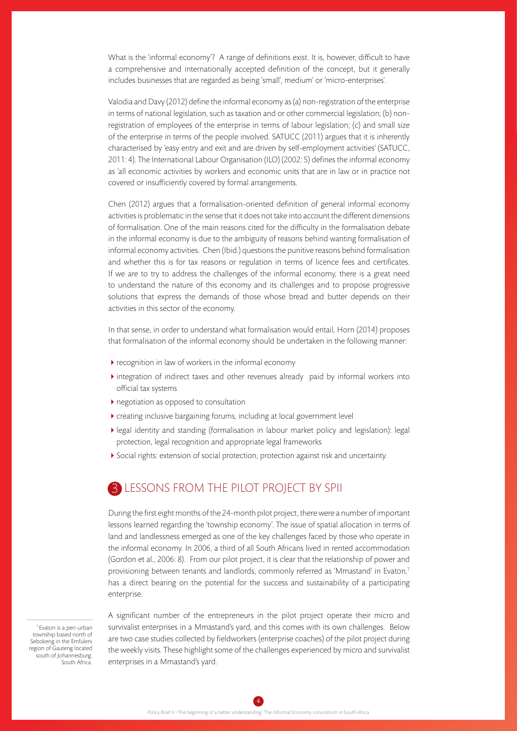What is the 'informal economy'? A range of definitions exist. It is, however, difficult to have a comprehensive and internationally accepted definition of the concept, but it generally includes businesses that are regarded as being 'small', medium' or 'micro-enterprises'.

Valodia and Davy (2012) define the informal economy as (a) non-registration of the enterprise in terms of national legislation, such as taxation and or other commercial legislation; (b) non-registration of employees of the enterprise in terms of labour legislation; (c) and small size of the enterprise in terms of the people involved. SATUCC (2011) argues that it is inherently characterised by 'easy entry and exit and are driven by self-employment activities' (SATUCC, 2011: 4). The International Labour Organisation (ILO) (2002: 5) defines the informal economy as 'all economic activities by workers and economic units that are in law or in practice not covered or insufficiently covered by formal arrangements.

Chen (2012) argues that a formalisation-oriented definition of general informal economy activities is problematic in the sense that it does not take into account the different dimensions of formalisation. One of the main reasons cited for the difficulty in the formalisation debate in the informal economy is due to the ambiguity of reasons behind wanting formalisation of informal economy activities. Chen (Ibid.) questions the punitive reasons behind formalisation and whether this is for tax reasons or regulation in terms of licence fees and certificates. If we are to try to address the challenges of the informal economy, there is a great need to understand the nature of this economy and its challenges and to propose progressive solutions that express the demands of those whose bread and butter depends on their activities in this sector of the economy.

In that sense, in order to understand what formalisation would entail, Horn (2014) proposes that formalisation of the informal economy should be undertaken in the following manner:

- recognition in law of workers in the informal economy
- integration of indirect taxes and other revenues already paid by informal workers into official tax systems
- negotiation as opposed to consultation
- creating inclusive bargaining forums, including at local government level
- legal identity and standing (formalisation in labour market policy and legislation): legal protection, legal recognition and appropriate legal frameworks
- Social rights: extension of social protection, protection against risk and uncertainty.

## 3 LESSONS FROM THE PILOT PROJECT BY SPII

During the first eight months of the 24-month pilot project, there were a number of important lessons learned regarding the 'township economy'. The issue of spatial allocation in terms of land and landlessness emerged as one of the key challenges faced by those who operate in the informal economy. In 2006, a third of all South Africans lived in rented accommodation (Gordon et al., 2006: 8). From our pilot project, it is clear that the relationship of power and provisioning between tenants and landlords, commonly referred as 'Mmastand' in Evaton,[7] has a direct bearing on the potential for the success and sustainability of a participating enterprise.

A significant number of the entrepreneurs in the pilot project operate their micro and survivalist enterprises in a Mmastand's yard, and this comes with its own challenges. Below are two case studies collected by fieldworkers (enterprise coaches) of the pilot project during the weekly visits. These highlight some of the challenges experienced by micro and survivalist enterprises in a Mmastand's yard.

[7] Evaton is a peri-urban township based north of Sebokeng in the Emfuleni region of Gauteng located south of Johannesburg, South Africa.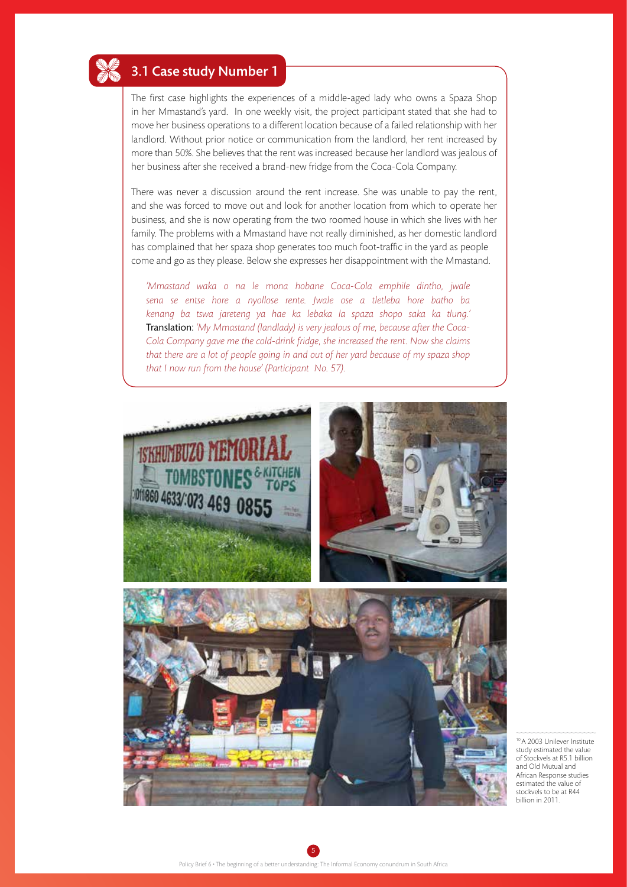## 3.1 Case study Number 1

The first case highlights the experiences of a middle-aged lady who owns a Spaza Shop in her Mmastand's yard. In one weekly visit, the project participant stated that she had to move her business operations to a different location because of a failed relationship with her landlord. Without prior notice or communication from the landlord, her rent increased by more than 50%. She believes that the rent was increased because her landlord was jealous of her business after she received a brand-new fridge from the Coca-Cola Company.

There was never a discussion around the rent increase. She was unable to pay the rent, and she was forced to move out and look for another location from which to operate her business, and she is now operating from the two roomed house in which she lives with her family. The problems with a Mmastand have not really diminished, as her domestic landlord has complained that her spaza shop generates too much foot-traffic in the yard as people come and go as they please. Below she expresses her disappointment with the Mmastand.

*'Mmastand waka o na le mona hobane Coca-Cola emphile dintho, jwale sena se entse hore a nyollose rente. Jwale ose a tletleba hore batho ba kenang ba tswa jareteng ya hae ka lebaka la spaza shopo saka ka tlung.'*
Translation: *'My Mmastand (landlady) is very jealous of me, because after the Coca-Cola Company gave me the cold-drink fridge, she increased the rent. Now she claims that there are a lot of people going in and out of her yard because of my spaza shop that I now run from the house' (Participant No. 57).*

[10] A 2003 Unilever Institute study estimated the value of Stockvels at R5.1 billion and Old Mutual and African Response studies estimated the value of stockvels to be at R44 billion in 2011.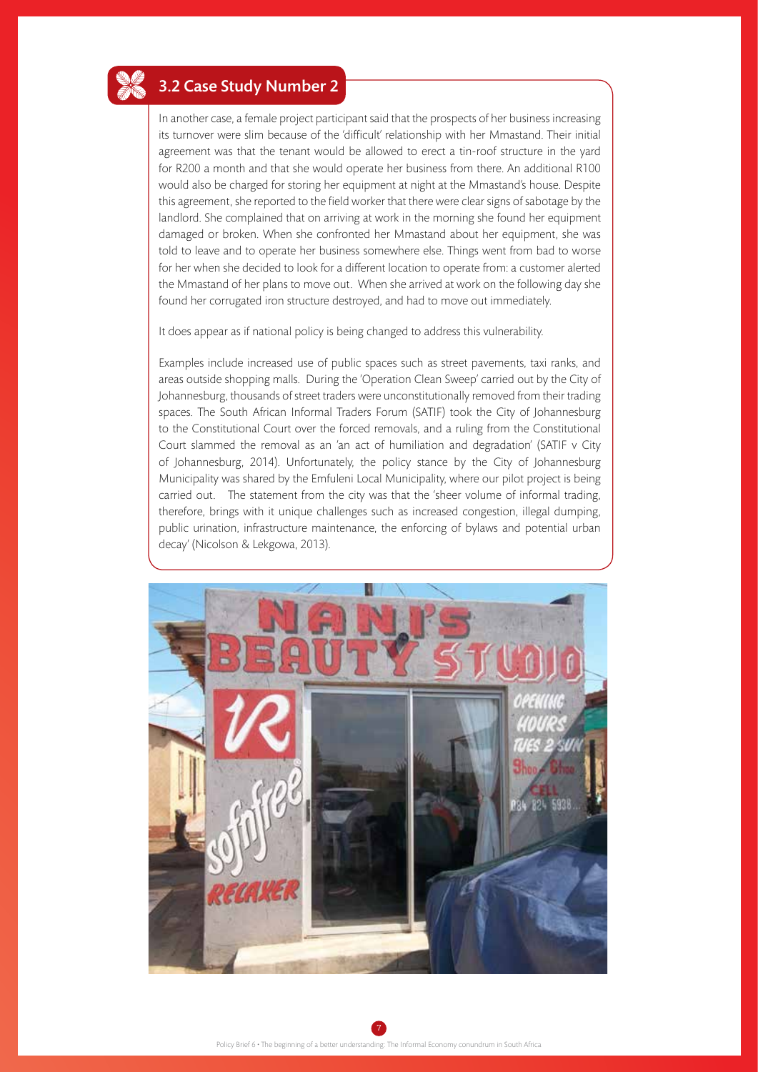## 3.2 Case Study Number 2

In another case, a female project participant said that the prospects of her business increasing its turnover were slim because of the 'difficult' relationship with her Mmastand. Their initial agreement was that the tenant would be allowed to erect a tin-roof structure in the yard for R200 a month and that she would operate her business from there. An additional R100 would also be charged for storing her equipment at night at the Mmastand's house. Despite this agreement, she reported to the field worker that there were clear signs of sabotage by the landlord. She complained that on arriving at work in the morning she found her equipment damaged or broken. When she confronted her Mmastand about her equipment, she was told to leave and to operate her business somewhere else. Things went from bad to worse for her when she decided to look for a different location to operate from: a customer alerted the Mmastand of her plans to move out. When she arrived at work on the following day she found her corrugated iron structure destroyed, and had to move out immediately.

It does appear as if national policy is being changed to address this vulnerability.

Examples include increased use of public spaces such as street pavements, taxi ranks, and areas outside shopping malls. During the 'Operation Clean Sweep' carried out by the City of Johannesburg, thousands of street traders were unconstitutionally removed from their trading spaces. The South African Informal Traders Forum (SATIF) took the City of Johannesburg to the Constitutional Court over the forced removals, and a ruling from the Constitutional Court slammed the removal as an 'an act of humiliation and degradation' (SATIF v City of Johannesburg, 2014). Unfortunately, the policy stance by the City of Johannesburg Municipality was shared by the Emfuleni Local Municipality, where our pilot project is being carried out. The statement from the city was that the 'sheer volume of informal trading, therefore, brings with it unique challenges such as increased congestion, illegal dumping, public urination, infrastructure maintenance, the enforcing of bylaws and potential urban decay' (Nicolson & Lekgowa, 2013).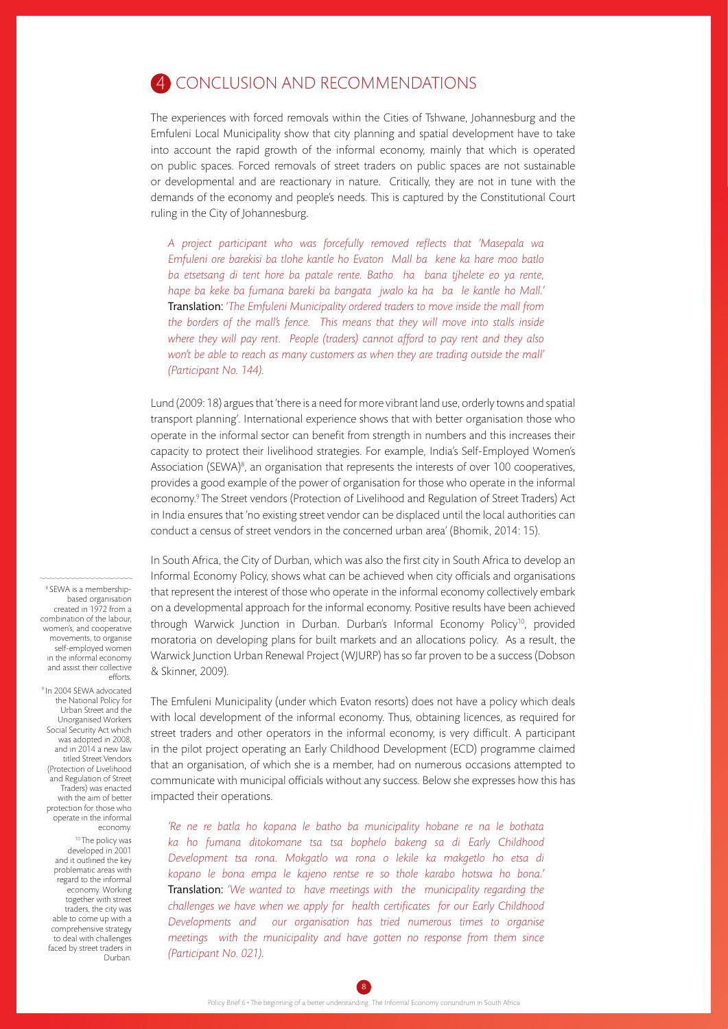# 4 CONCLUSION AND RECOMMENDATIONS

The experiences with forced removals within the Cities of Tshwane, Johannesburg and the Emfuleni Local Municipality show that city planning and spatial development have to take into account the rapid growth of the informal economy, mainly that which is operated on public spaces. Forced removals of street traders on public spaces are not sustainable or developmental and are reactionary in nature. Critically, they are not in tune with the demands of the economy and people's needs. This is captured by the Constitutional Court ruling in the City of Johannesburg.

*A project participant who was forcefully removed reflects that 'Masepala wa Emfuleni ore barekisi ba tlohe kantle ho Evaton Mall ba kene ka hare moo batlo ba etsetsang di tent hore ba patale rente. Batho ha bana tjhelete eo ya rente, hape ba keke ba fumana bareki ba bangata jwalo ka ha ba le kantle ho Mall.'* **Translation:** *'The Emfuleni Municipality ordered traders to move inside the mall from the borders of the mall's fence. This means that they will move into stalls inside where they will pay rent. People (traders) cannot afford to pay rent and they also won't be able to reach as many customers as when they are trading outside the mall' (Participant No. 144).*

Lund (2009: 18) argues that 'there is a need for more vibrant land use, orderly towns and spatial transport planning'. International experience shows that with better organisation those who operate in the informal sector can benefit from strength in numbers and this increases their capacity to protect their livelihood strategies. For example, India's Self-Employed Women's Association (SEWA)[8], an organisation that represents the interests of over 100 cooperatives, provides a good example of the power of organisation for those who operate in the informal economy.[9] The Street vendors (Protection of Livelihood and Regulation of Street Traders) Act in India ensures that 'no existing street vendor can be displaced until the local authorities can conduct a census of street vendors in the concerned urban area' (Bhomik, 2014: 15).

In South Africa, the City of Durban, which was also the first city in South Africa to develop an Informal Economy Policy, shows what can be achieved when city officials and organisations that represent the interest of those who operate in the informal economy collectively embark on a developmental approach for the informal economy. Positive results have been achieved through Warwick Junction in Durban. Durban's Informal Economy Policy[10], provided moratoria on developing plans for built markets and an allocations policy. As a result, the Warwick Junction Urban Renewal Project (WJURP) has so far proven to be a success (Dobson & Skinner, 2009).

The Emfuleni Municipality (under which Evaton resorts) does not have a policy which deals with local development of the informal economy. Thus, obtaining licences, as required for street traders and other operators in the informal economy, is very difficult. A participant in the pilot project operating an Early Childhood Development (ECD) programme claimed that an organisation, of which she is a member, had on numerous occasions attempted to communicate with municipal officials without any success. Below she expresses how this has impacted their operations.

*'Re ne re batla ho kopana le batho ba municipality hobane re na le bothata ka ho fumana ditokomane tsa tsa bophelo bakeng sa di Early Childhood Development tsa rona. Mokgatlo wa rona o lekile ka makgetlo ho etsa di kopano le bona empa le kajeno rentse re so thole karabo hotswa ho bona.'* **Translation:** *'We wanted to have meetings with the municipality regarding the challenges we have when we apply for health certificates for our Early Childhood Developments and our organisation has tried numerous times to organise meetings with the municipality and have gotten no response from them since (Participant No. 021).*

---

[8] SEWA is a membership-based organisation created in 1972 from a combination of the labour, women's, and cooperative movements, to organise self-employed women in the informal economy and assist their collective efforts.

[9] In 2004 SEWA advocated the National Policy for Urban Street and the Unorganised Workers Social Security Act which was adopted in 2008, and in 2014 a new law titled Street Vendors (Protection of Livelihood and Regulation of Street Traders) was enacted with the aim of better protection for those who operate in the informal economy.

[10] The policy was developed in 2001 and it outlined the key problematic areas with regard to the informal economy. Working together with street traders, the city was able to come up with a comprehensive strategy to deal with challenges faced by street traders in Durban.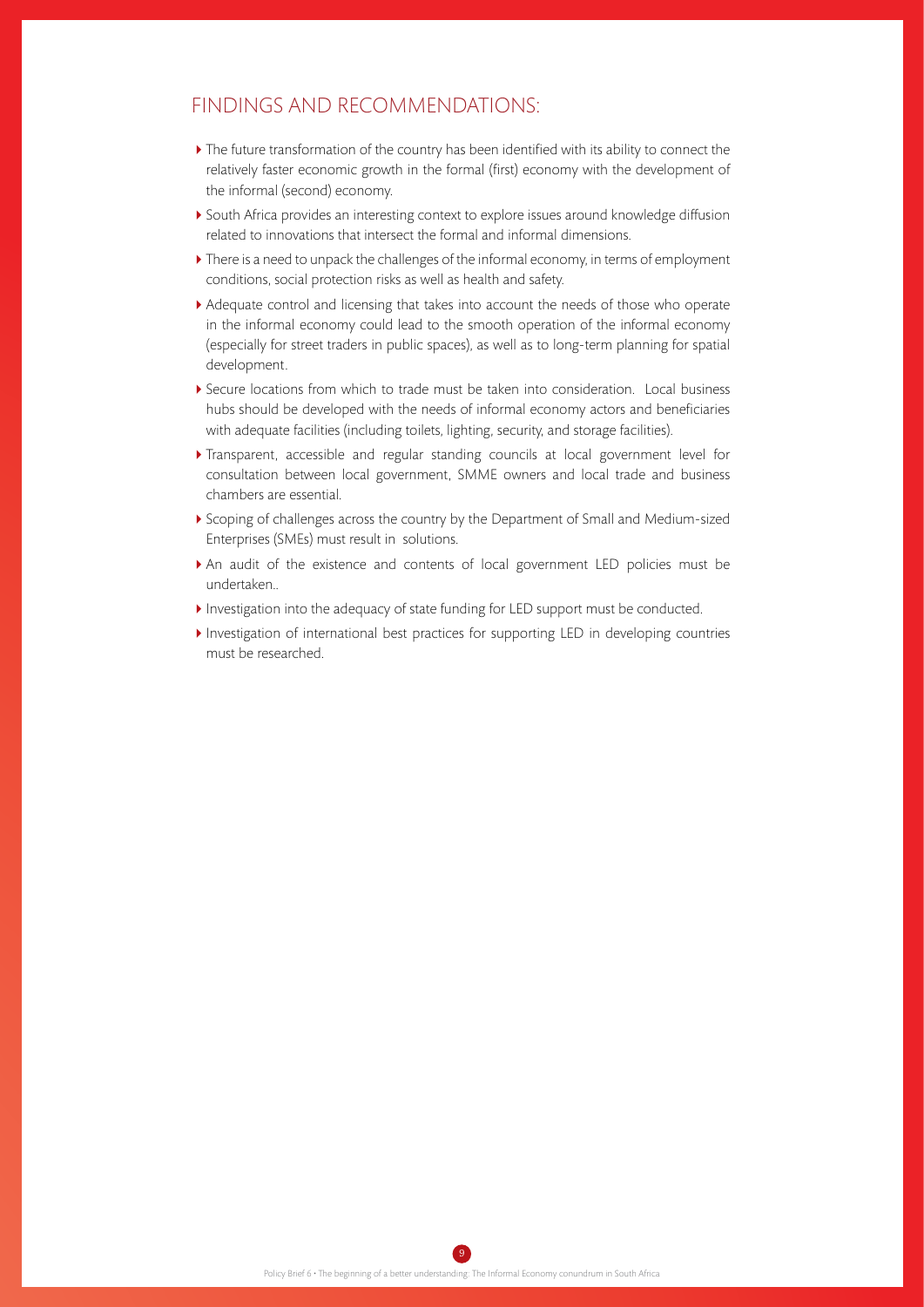## FINDINGS AND RECOMMENDATIONS:

- The future transformation of the country has been identified with its ability to connect the relatively faster economic growth in the formal (first) economy with the development of the informal (second) economy.
- South Africa provides an interesting context to explore issues around knowledge diffusion related to innovations that intersect the formal and informal dimensions.
- There is a need to unpack the challenges of the informal economy, in terms of employment conditions, social protection risks as well as health and safety.
- Adequate control and licensing that takes into account the needs of those who operate in the informal economy could lead to the smooth operation of the informal economy (especially for street traders in public spaces), as well as to long-term planning for spatial development.
- Secure locations from which to trade must be taken into consideration. Local business hubs should be developed with the needs of informal economy actors and beneficiaries with adequate facilities (including toilets, lighting, security, and storage facilities).
- Transparent, accessible and regular standing councils at local government level for consultation between local government, SMME owners and local trade and business chambers are essential.
- Scoping of challenges across the country by the Department of Small and Medium-sized Enterprises (SMEs) must result in solutions.
- An audit of the existence and contents of local government LED policies must be undertaken..
- Investigation into the adequacy of state funding for LED support must be conducted.
- Investigation of international best practices for supporting LED in developing countries must be researched.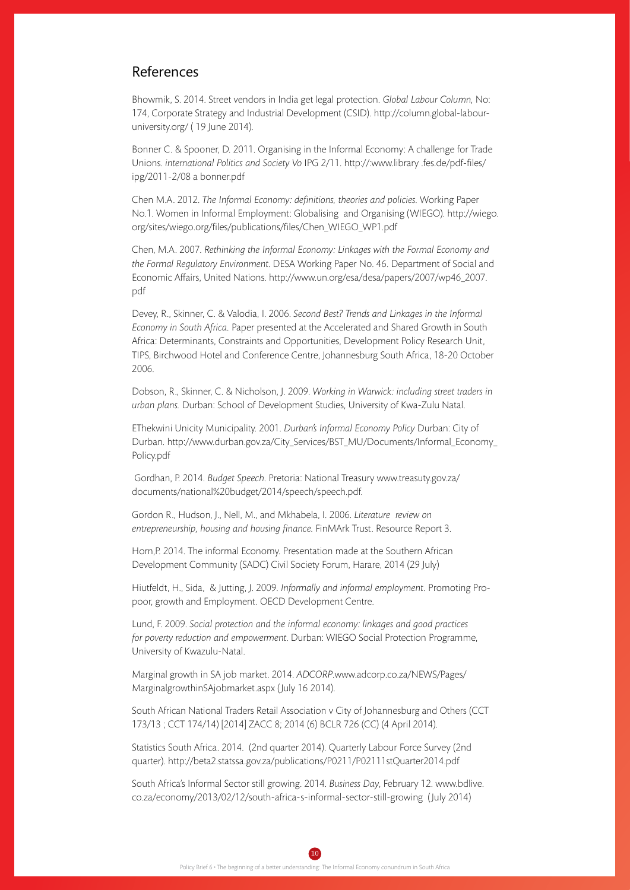## References

Bhowmik, S. 2014. Street vendors in India get legal protection. *Global Labour Column*, No: 174, Corporate Strategy and Industrial Development (CSID). http://column.global-labour-university.org/ ( 19 June 2014).

Bonner C. & Spooner, D. 2011. Organising in the Informal Economy: A challenge for Trade Unions. *international Politics and Society Vo* IPG 2/11. http://:www.library .fes.de/pdf-files/ipg/2011-2/08 a bonner.pdf

Chen M.A. 2012. *The Informal Economy: definitions, theories and policies.* Working Paper No.1. Women in Informal Employment: Globalising and Organising (WIEGO). http://wiego.org/sites/wiego.org/files/publications/files/Chen_WIEGO_WP1.pdf

Chen, M.A. 2007. *Rethinking the Informal Economy: Linkages with the Formal Economy and the Formal Regulatory Environment.* DESA Working Paper No. 46. Department of Social and Economic Affairs, United Nations. http://www.un.org/esa/desa/papers/2007/wp46_2007.pdf

Devey, R., Skinner, C. & Valodia, I. 2006. *Second Best? Trends and Linkages in the Informal Economy in South Africa.* Paper presented at the Accelerated and Shared Growth in South Africa: Determinants, Constraints and Opportunities, Development Policy Research Unit, TIPS, Birchwood Hotel and Conference Centre, Johannesburg South Africa, 18-20 October 2006.

Dobson, R., Skinner, C. & Nicholson, J. 2009. *Working in Warwick: including street traders in urban plans.* Durban: School of Development Studies, University of Kwa-Zulu Natal.

EThekwini Unicity Municipality. 2001. *Durban's Informal Economy Policy* Durban: City of Durban. http://www.durban.gov.za/City_Services/BST_MU/Documents/Informal_Economy_Policy.pdf

Gordhan, P. 2014. *Budget Speech.* Pretoria: National Treasury www.treasuty.gov.za/documents/national%20budget/2014/speech/speech.pdf.

Gordon R., Hudson, J., Nell, M., and Mkhabela, I. 2006. *Literature review on entrepreneurship, housing and housing finance.* FinMArk Trust. Resource Report 3.

Horn,P. 2014. The informal Economy. Presentation made at the Southern African Development Community (SADC) Civil Society Forum, Harare, 2014 (29 July)

Hiutfeldt, H., Sida, & Jutting, J. 2009. *Informally and informal employment.* Promoting Pro-poor, growth and Employment. OECD Development Centre.

Lund, F. 2009. *Social protection and the informal economy: linkages and good practices for poverty reduction and empowerment.* Durban: WIEGO Social Protection Programme, University of Kwazulu-Natal.

Marginal growth in SA job market. 2014. *ADCORP*.www.adcorp.co.za/NEWS/Pages/MarginalgrowthinSAjobmarket.aspx (July 16 2014).

South African National Traders Retail Association v City of Johannesburg and Others (CCT 173/13 ; CCT 174/14) [2014] ZACC 8; 2014 (6) BCLR 726 (CC) (4 April 2014).

Statistics South Africa. 2014. (2nd quarter 2014). Quarterly Labour Force Survey (2nd quarter). http://beta2.statssa.gov.za/publications/P0211/P02111stQuarter2014.pdf

South Africa's Informal Sector still growing. 2014. *Business Day*, February 12. www.bdlive.co.za/economy/2013/02/12/south-africa-s-informal-sector-still-growing (July 2014)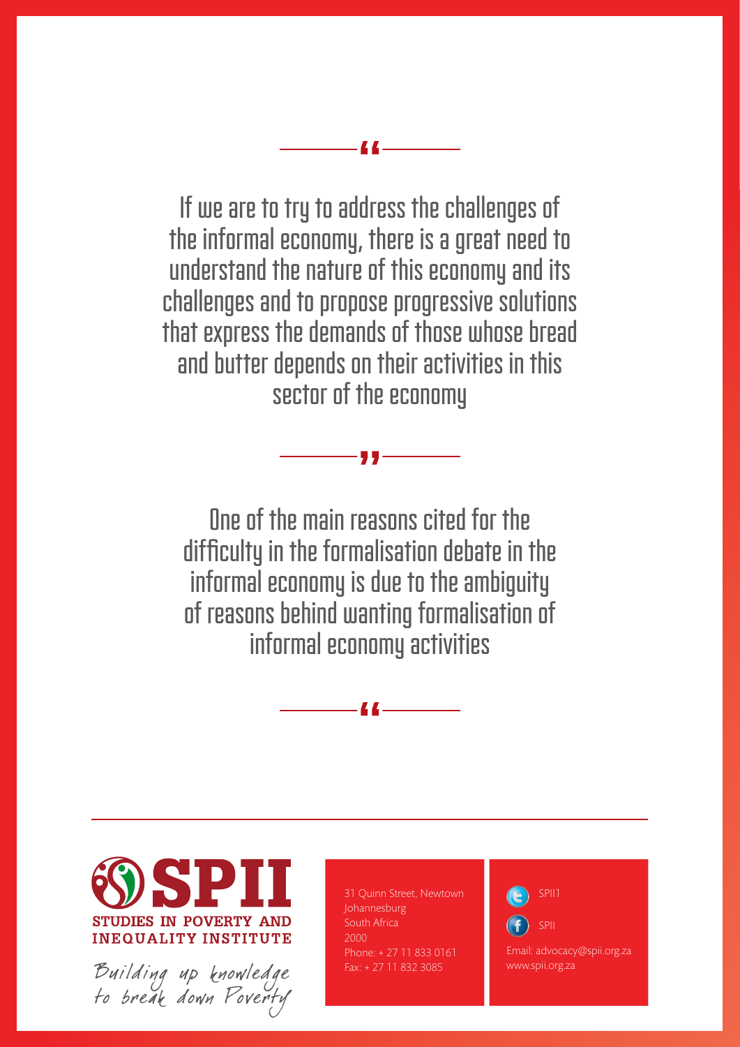> "
>
> If we are to try to address the challenges of the informal economy, there is a great need to understand the nature of this economy and its challenges and to propose progressive solutions that express the demands of those whose bread and butter depends on their activities in this sector of the economy
>
> "

> One of the main reasons cited for the difficulty in the formalisation debate in the informal economy is due to the ambiguity of reasons behind wanting formalisation of informal economy activities
>
> "

**SPII**

STUDIES IN POVERTY AND INEQUALITY INSTITUTE

*Building up knowledge to break down Poverty*

31 Quinn Street, Newtown
Johannesburg
South Africa
2000
Phone: + 27 11 833 0161
Fax: + 27 11 832 3085

SPII1

SPII

Email: advocacy@spii.org.za
www.spii.org.za